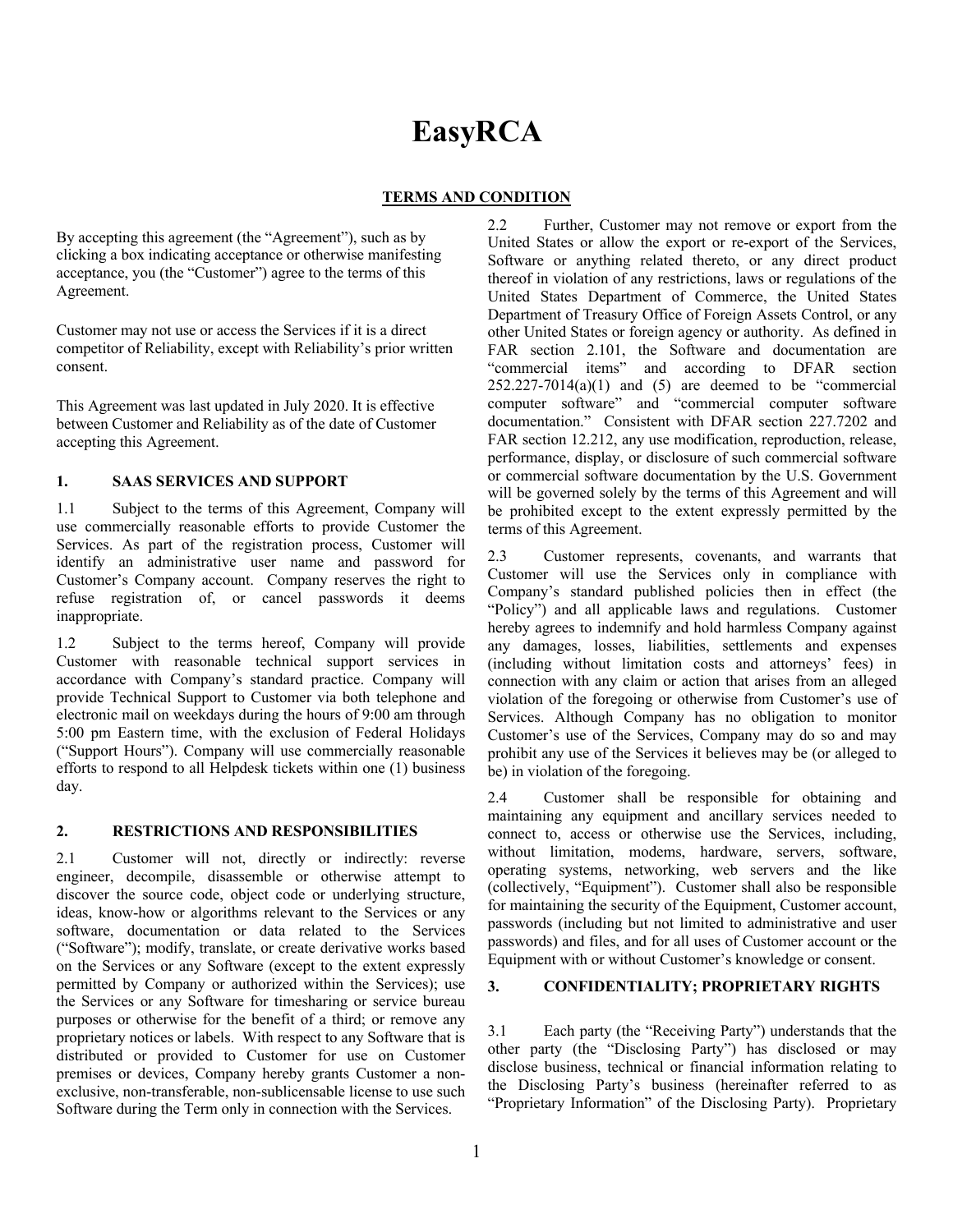# EasyRCA

## TERMS AND CONDITION

By accepting this agreement (the "Agreement"), such as by clicking a box indicating acceptance or otherwise manifesting acceptance, you (the "Customer") agree to the terms of this Agreement.

Customer may not use or access the Services if it is a direct competitor of Reliability, except with Reliability's prior written consent.

This Agreement was last updated in July 2020. It is effective between Customer and Reliability as of the date of Customer accepting this Agreement.

### 1. SAAS SERVICES AND SUPPORT

1.1 Subject to the terms of this Agreement, Company will use commercially reasonable efforts to provide Customer the Services. As part of the registration process, Customer will identify an administrative user name and password for Customer's Company account. Company reserves the right to refuse registration of, or cancel passwords it deems inappropriate.

1.2 Subject to the terms hereof, Company will provide Customer with reasonable technical support services in accordance with Company's standard practice. Company will provide Technical Support to Customer via both telephone and electronic mail on weekdays during the hours of 9:00 am through 5:00 pm Eastern time, with the exclusion of Federal Holidays ("Support Hours"). Company will use commercially reasonable efforts to respond to all Helpdesk tickets within one (1) business day.

### 2. RESTRICTIONS AND RESPONSIBILITIES

2.1 Customer will not, directly or indirectly: reverse engineer, decompile, disassemble or otherwise attempt to discover the source code, object code or underlying structure, ideas, know-how or algorithms relevant to the Services or any software, documentation or data related to the Services ("Software"); modify, translate, or create derivative works based on the Services or any Software (except to the extent expressly permitted by Company or authorized within the Services); use the Services or any Software for timesharing or service bureau purposes or otherwise for the benefit of a third; or remove any proprietary notices or labels. With respect to any Software that is distributed or provided to Customer for use on Customer premises or devices, Company hereby grants Customer a non-exclusive, non-transferable, non-sublicensable license to use such Software during the Term only in connection with the Services.

2.2 Further, Customer may not remove or export from the United States or allow the export or re-export of the Services, Software or anything related thereto, or any direct product thereof in violation of any restrictions, laws or regulations of the United States Department of Commerce, the United States Department of Treasury Office of Foreign Assets Control, or any other United States or foreign agency or authority. As defined in FAR section 2.101, the Software and documentation are "commercial items" and according to DFAR section 252.227-7014(a)(1) and (5) are deemed to be "commercial computer software" and "commercial computer software documentation." Consistent with DFAR section 227.7202 and FAR section 12.212, any use modification, reproduction, release, performance, display, or disclosure of such commercial software or commercial software documentation by the U.S. Government will be governed solely by the terms of this Agreement and will be prohibited except to the extent expressly permitted by the terms of this Agreement.

2.3 Customer represents, covenants, and warrants that Customer will use the Services only in compliance with Company's standard published policies then in effect (the "Policy") and all applicable laws and regulations. Customer hereby agrees to indemnify and hold harmless Company against any damages, losses, liabilities, settlements and expenses (including without limitation costs and attorneys' fees) in connection with any claim or action that arises from an alleged violation of the foregoing or otherwise from Customer's use of Services. Although Company has no obligation to monitor Customer's use of the Services, Company may do so and may prohibit any use of the Services it believes may be (or alleged to be) in violation of the foregoing.

2.4 Customer shall be responsible for obtaining and maintaining any equipment and ancillary services needed to connect to, access or otherwise use the Services, including, without limitation, modems, hardware, servers, software, operating systems, networking, web servers and the like (collectively, "Equipment"). Customer shall also be responsible for maintaining the security of the Equipment, Customer account, passwords (including but not limited to administrative and user passwords) and files, and for all uses of Customer account or the Equipment with or without Customer's knowledge or consent.

### 3. CONFIDENTIALITY; PROPRIETARY RIGHTS

3.1 Each party (the "Receiving Party") understands that the other party (the "Disclosing Party") has disclosed or may disclose business, technical or financial information relating to the Disclosing Party's business (hereinafter referred to as "Proprietary Information" of the Disclosing Party). Proprietary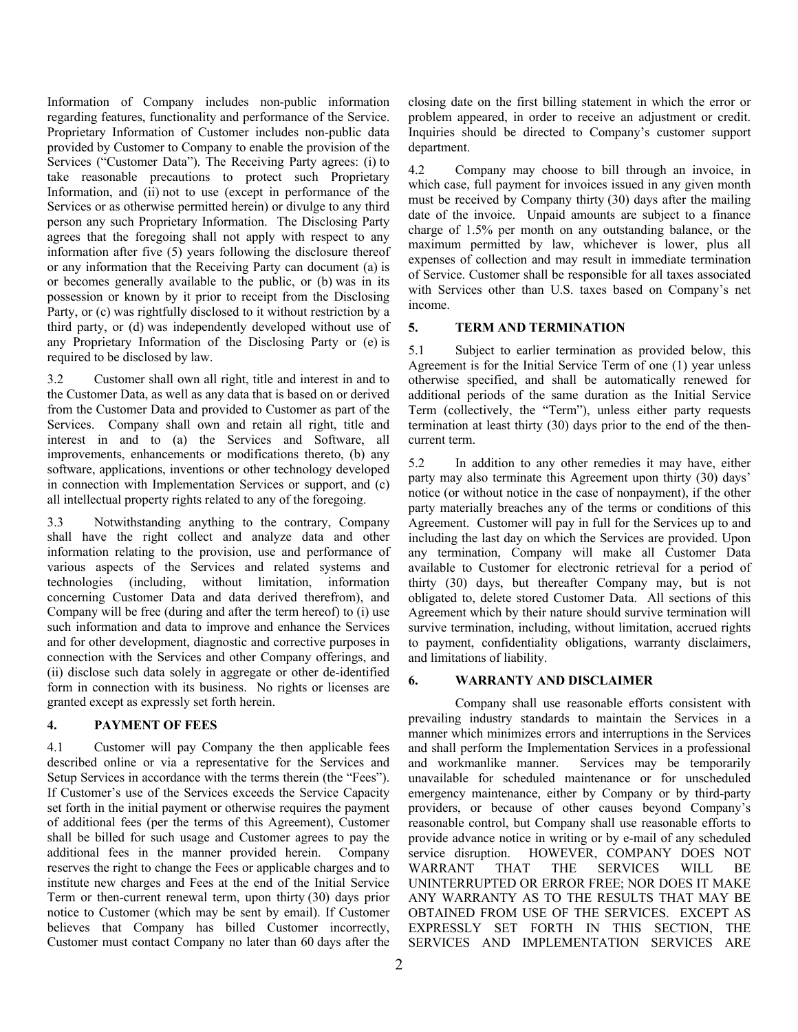Information of Company includes non-public information regarding features, functionality and performance of the Service. Proprietary Information of Customer includes non-public data provided by Customer to Company to enable the provision of the Services ("Customer Data"). The Receiving Party agrees: (i) to take reasonable precautions to protect such Proprietary Information, and (ii) not to use (except in performance of the Services or as otherwise permitted herein) or divulge to any third person any such Proprietary Information. The Disclosing Party agrees that the foregoing shall not apply with respect to any information after five (5) years following the disclosure thereof or any information that the Receiving Party can document (a) is or becomes generally available to the public, or (b) was in its possession or known by it prior to receipt from the Disclosing Party, or (c) was rightfully disclosed to it without restriction by a third party, or (d) was independently developed without use of any Proprietary Information of the Disclosing Party or (e) is required to be disclosed by law.

3.2 Customer shall own all right, title and interest in and to the Customer Data, as well as any data that is based on or derived from the Customer Data and provided to Customer as part of the Services. Company shall own and retain all right, title and interest in and to (a) the Services and Software, all improvements, enhancements or modifications thereto, (b) any software, applications, inventions or other technology developed in connection with Implementation Services or support, and (c) all intellectual property rights related to any of the foregoing.

3.3 Notwithstanding anything to the contrary, Company shall have the right collect and analyze data and other information relating to the provision, use and performance of various aspects of the Services and related systems and technologies (including, without limitation, information concerning Customer Data and data derived therefrom), and Company will be free (during and after the term hereof) to (i) use such information and data to improve and enhance the Services and for other development, diagnostic and corrective purposes in connection with the Services and other Company offerings, and (ii) disclose such data solely in aggregate or other de-identified form in connection with its business. No rights or licenses are granted except as expressly set forth herein.

## 4. PAYMENT OF FEES

4.1 Customer will pay Company the then applicable fees described online or via a representative for the Services and Setup Services in accordance with the terms therein (the "Fees"). If Customer's use of the Services exceeds the Service Capacity set forth in the initial payment or otherwise requires the payment of additional fees (per the terms of this Agreement), Customer shall be billed for such usage and Customer agrees to pay the additional fees in the manner provided herein. Company reserves the right to change the Fees or applicable charges and to institute new charges and Fees at the end of the Initial Service Term or then-current renewal term, upon thirty (30) days prior notice to Customer (which may be sent by email). If Customer believes that Company has billed Customer incorrectly, Customer must contact Company no later than 60 days after the closing date on the first billing statement in which the error or problem appeared, in order to receive an adjustment or credit. Inquiries should be directed to Company's customer support department.

4.2 Company may choose to bill through an invoice, in which case, full payment for invoices issued in any given month must be received by Company thirty (30) days after the mailing date of the invoice. Unpaid amounts are subject to a finance charge of 1.5% per month on any outstanding balance, or the maximum permitted by law, whichever is lower, plus all expenses of collection and may result in immediate termination of Service. Customer shall be responsible for all taxes associated with Services other than U.S. taxes based on Company's net income.

## 5. TERM AND TERMINATION

5.1 Subject to earlier termination as provided below, this Agreement is for the Initial Service Term of one (1) year unless otherwise specified, and shall be automatically renewed for additional periods of the same duration as the Initial Service Term (collectively, the "Term"), unless either party requests termination at least thirty (30) days prior to the end of the then-current term.

5.2 In addition to any other remedies it may have, either party may also terminate this Agreement upon thirty (30) days' notice (or without notice in the case of nonpayment), if the other party materially breaches any of the terms or conditions of this Agreement. Customer will pay in full for the Services up to and including the last day on which the Services are provided. Upon any termination, Company will make all Customer Data available to Customer for electronic retrieval for a period of thirty (30) days, but thereafter Company may, but is not obligated to, delete stored Customer Data. All sections of this Agreement which by their nature should survive termination will survive termination, including, without limitation, accrued rights to payment, confidentiality obligations, warranty disclaimers, and limitations of liability.

## 6. WARRANTY AND DISCLAIMER

Company shall use reasonable efforts consistent with prevailing industry standards to maintain the Services in a manner which minimizes errors and interruptions in the Services and shall perform the Implementation Services in a professional and workmanlike manner. Services may be temporarily unavailable for scheduled maintenance or for unscheduled emergency maintenance, either by Company or by third-party providers, or because of other causes beyond Company's reasonable control, but Company shall use reasonable efforts to provide advance notice in writing or by e-mail of any scheduled service disruption. HOWEVER, COMPANY DOES NOT WARRANT THAT THE SERVICES WILL BE UNINTERRUPTED OR ERROR FREE; NOR DOES IT MAKE ANY WARRANTY AS TO THE RESULTS THAT MAY BE OBTAINED FROM USE OF THE SERVICES. EXCEPT AS EXPRESSLY SET FORTH IN THIS SECTION, THE SERVICES AND IMPLEMENTATION SERVICES ARE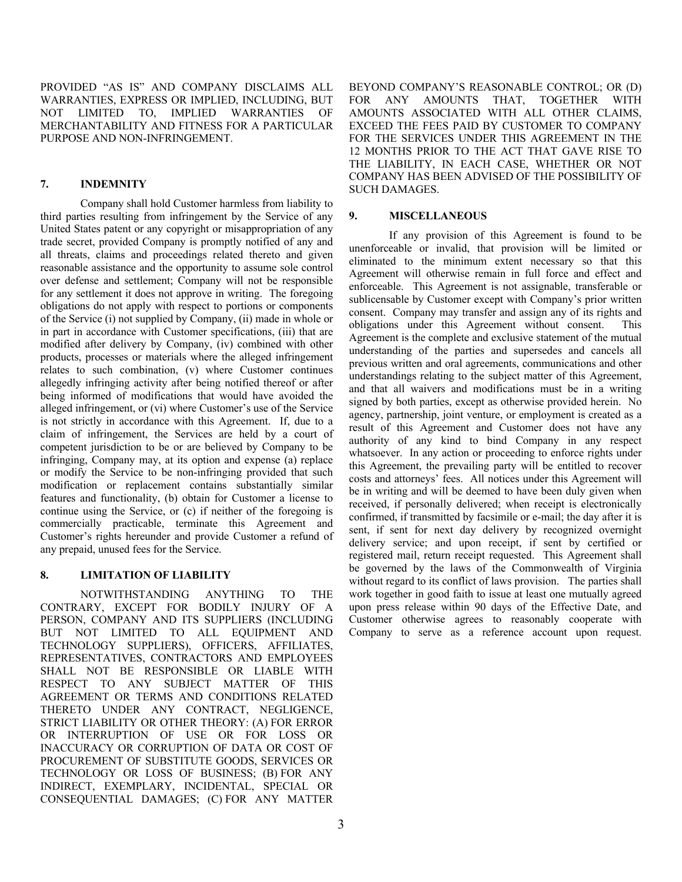PROVIDED "AS IS" AND COMPANY DISCLAIMS ALL WARRANTIES, EXPRESS OR IMPLIED, INCLUDING, BUT NOT LIMITED TO, IMPLIED WARRANTIES OF MERCHANTABILITY AND FITNESS FOR A PARTICULAR PURPOSE AND NON-INFRINGEMENT.

## 7. INDEMNITY

Company shall hold Customer harmless from liability to third parties resulting from infringement by the Service of any United States patent or any copyright or misappropriation of any trade secret, provided Company is promptly notified of any and all threats, claims and proceedings related thereto and given reasonable assistance and the opportunity to assume sole control over defense and settlement; Company will not be responsible for any settlement it does not approve in writing. The foregoing obligations do not apply with respect to portions or components of the Service (i) not supplied by Company, (ii) made in whole or in part in accordance with Customer specifications, (iii) that are modified after delivery by Company, (iv) combined with other products, processes or materials where the alleged infringement relates to such combination, (v) where Customer continues allegedly infringing activity after being notified thereof or after being informed of modifications that would have avoided the alleged infringement, or (vi) where Customer's use of the Service is not strictly in accordance with this Agreement. If, due to a claim of infringement, the Services are held by a court of competent jurisdiction to be or are believed by Company to be infringing, Company may, at its option and expense (a) replace or modify the Service to be non-infringing provided that such modification or replacement contains substantially similar features and functionality, (b) obtain for Customer a license to continue using the Service, or (c) if neither of the foregoing is commercially practicable, terminate this Agreement and Customer's rights hereunder and provide Customer a refund of any prepaid, unused fees for the Service.

## 8. LIMITATION OF LIABILITY

NOTWITHSTANDING ANYTHING TO THE CONTRARY, EXCEPT FOR BODILY INJURY OF A PERSON, COMPANY AND ITS SUPPLIERS (INCLUDING BUT NOT LIMITED TO ALL EQUIPMENT AND TECHNOLOGY SUPPLIERS), OFFICERS, AFFILIATES, REPRESENTATIVES, CONTRACTORS AND EMPLOYEES SHALL NOT BE RESPONSIBLE OR LIABLE WITH RESPECT TO ANY SUBJECT MATTER OF THIS AGREEMENT OR TERMS AND CONDITIONS RELATED THERETO UNDER ANY CONTRACT, NEGLIGENCE, STRICT LIABILITY OR OTHER THEORY: (A) FOR ERROR OR INTERRUPTION OF USE OR FOR LOSS OR INACCURACY OR CORRUPTION OF DATA OR COST OF PROCUREMENT OF SUBSTITUTE GOODS, SERVICES OR TECHNOLOGY OR LOSS OF BUSINESS; (B) FOR ANY INDIRECT, EXEMPLARY, INCIDENTAL, SPECIAL OR CONSEQUENTIAL DAMAGES; (C) FOR ANY MATTER BEYOND COMPANY'S REASONABLE CONTROL; OR (D) FOR ANY AMOUNTS THAT, TOGETHER WITH AMOUNTS ASSOCIATED WITH ALL OTHER CLAIMS, EXCEED THE FEES PAID BY CUSTOMER TO COMPANY FOR THE SERVICES UNDER THIS AGREEMENT IN THE 12 MONTHS PRIOR TO THE ACT THAT GAVE RISE TO THE LIABILITY, IN EACH CASE, WHETHER OR NOT COMPANY HAS BEEN ADVISED OF THE POSSIBILITY OF SUCH DAMAGES.

## 9. MISCELLANEOUS

If any provision of this Agreement is found to be unenforceable or invalid, that provision will be limited or eliminated to the minimum extent necessary so that this Agreement will otherwise remain in full force and effect and enforceable. This Agreement is not assignable, transferable or sublicensable by Customer except with Company's prior written consent. Company may transfer and assign any of its rights and obligations under this Agreement without consent. This Agreement is the complete and exclusive statement of the mutual understanding of the parties and supersedes and cancels all previous written and oral agreements, communications and other understandings relating to the subject matter of this Agreement, and that all waivers and modifications must be in a writing signed by both parties, except as otherwise provided herein. No agency, partnership, joint venture, or employment is created as a result of this Agreement and Customer does not have any authority of any kind to bind Company in any respect whatsoever. In any action or proceeding to enforce rights under this Agreement, the prevailing party will be entitled to recover costs and attorneys' fees. All notices under this Agreement will be in writing and will be deemed to have been duly given when received, if personally delivered; when receipt is electronically confirmed, if transmitted by facsimile or e-mail; the day after it is sent, if sent for next day delivery by recognized overnight delivery service; and upon receipt, if sent by certified or registered mail, return receipt requested. This Agreement shall be governed by the laws of the Commonwealth of Virginia without regard to its conflict of laws provision. The parties shall work together in good faith to issue at least one mutually agreed upon press release within 90 days of the Effective Date, and Customer otherwise agrees to reasonably cooperate with Company to serve as a reference account upon request.